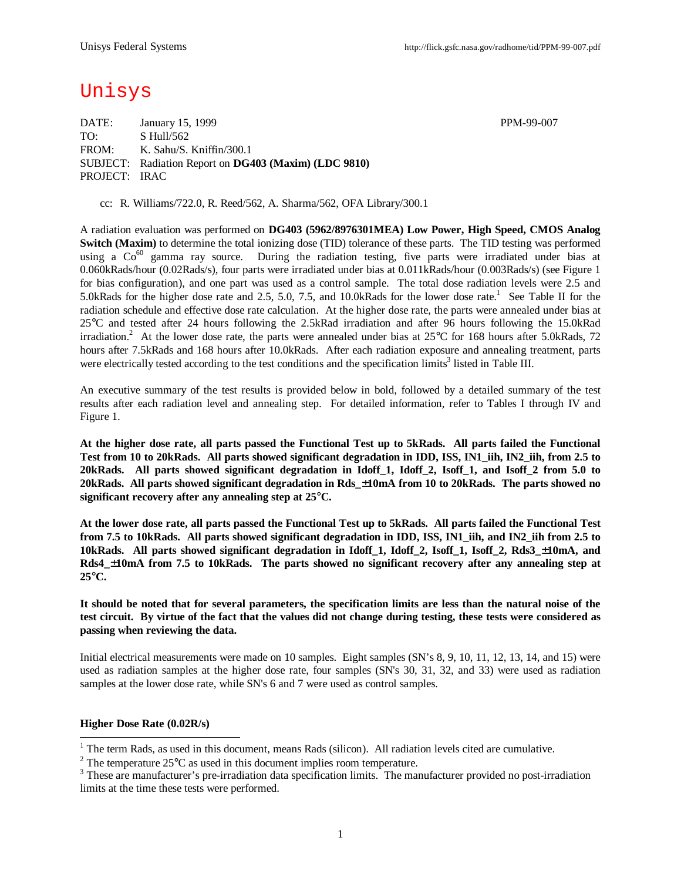Unisys Federal Systems http://flick.gsfc.nasa.gov/radhome/tid/PPM-99-007.pdf

# Unisys

DATE: January 15, 1999 PPM-99-007
TO: S Hull/562
FROM: K. Sahu/S. Kniffin/300.1
SUBJECT: Radiation Report on **DG403 (Maxim) (LDC 9810)**
PROJECT: IRAC

cc: R. Williams/722.0, R. Reed/562, A. Sharma/562, OFA Library/300.1

A radiation evaluation was performed on **DG403 (5962/8976301MEA) Low Power, High Speed, CMOS Analog Switch (Maxim)** to determine the total ionizing dose (TID) tolerance of these parts. The TID testing was performed using a $Co^{60}$ gamma ray source. During the radiation testing, five parts were irradiated under bias at 0.060kRads/hour (0.02Rads/s), four parts were irradiated under bias at 0.011kRads/hour (0.003Rads/s) (see Figure 1 for bias configuration), and one part was used as a control sample. The total dose radiation levels were 2.5 and 5.0kRads for the higher dose rate and 2.5, 5.0, 7.5, and 10.0kRads for the lower dose rate.[1] See Table II for the radiation schedule and effective dose rate calculation. At the higher dose rate, the parts were annealed under bias at 25°C and tested after 24 hours following the 2.5kRad irradiation and after 96 hours following the 15.0kRad irradiation.[2] At the lower dose rate, the parts were annealed under bias at 25°C for 168 hours after 5.0kRads, 72 hours after 7.5kRads and 168 hours after 10.0kRads. After each radiation exposure and annealing treatment, parts were electrically tested according to the test conditions and the specification limits[3] listed in Table III.

An executive summary of the test results is provided below in bold, followed by a detailed summary of the test results after each radiation level and annealing step. For detailed information, refer to Tables I through IV and Figure 1.

**At the higher dose rate, all parts passed the Functional Test up to 5kRads. All parts failed the Functional Test from 10 to 20kRads. All parts showed significant degradation in IDD, ISS, IN1_iih, IN2_iih, from 2.5 to 20kRads. All parts showed significant degradation in Idoff_1, Idoff_2, Isoff_1, and Isoff_2 from 5.0 to 20kRads. All parts showed significant degradation in Rds_±10mA from 10 to 20kRads. The parts showed no significant recovery after any annealing step at 25°C.**

**At the lower dose rate, all parts passed the Functional Test up to 5kRads. All parts failed the Functional Test from 7.5 to 10kRads. All parts showed significant degradation in IDD, ISS, IN1_iih, and IN2_iih from 2.5 to 10kRads. All parts showed significant degradation in Idoff_1, Idoff_2, Isoff_1, Isoff_2, Rds3_±10mA, and Rds4_±10mA from 7.5 to 10kRads. The parts showed no significant recovery after any annealing step at 25°C.**

**It should be noted that for several parameters, the specification limits are less than the natural noise of the test circuit. By virtue of the fact that the values did not change during testing, these tests were considered as passing when reviewing the data.**

Initial electrical measurements were made on 10 samples. Eight samples (SN's 8, 9, 10, 11, 12, 13, 14, and 15) were used as radiation samples at the higher dose rate, four samples (SN's 30, 31, 32, and 33) were used as radiation samples at the lower dose rate, while SN's 6 and 7 were used as control samples.

**Higher Dose Rate (0.02R/s)**

---

[1] The term Rads, as used in this document, means Rads (silicon). All radiation levels cited are cumulative.

[2] The temperature 25°C as used in this document implies room temperature.

[3] These are manufacturer's pre-irradiation data specification limits. The manufacturer provided no post-irradiation limits at the time these tests were performed.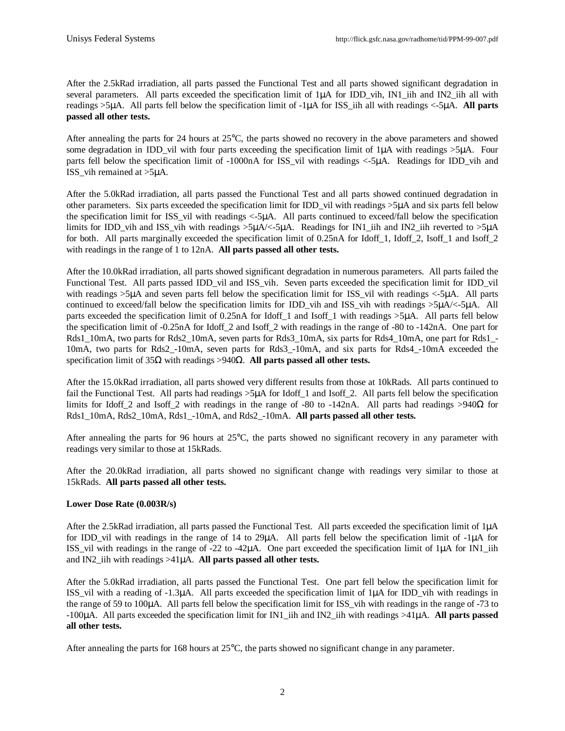After the 2.5kRad irradiation, all parts passed the Functional Test and all parts showed significant degradation in several parameters. All parts exceeded the specification limit of 1μA for IDD_vih, IN1_iih and IN2_iih all with readings >5μA. All parts fell below the specification limit of -1μA for ISS_iih all with readings <-5μA. **All parts passed all other tests.**

After annealing the parts for 24 hours at 25°C, the parts showed no recovery in the above parameters and showed some degradation in IDD_vil with four parts exceeding the specification limit of 1μA with readings >5μA. Four parts fell below the specification limit of -1000nA for ISS_vil with readings <-5μA. Readings for IDD_vih and ISS_vih remained at >5μA.

After the 5.0kRad irradiation, all parts passed the Functional Test and all parts showed continued degradation in other parameters. Six parts exceeded the specification limit for IDD_vil with readings >5μA and six parts fell below the specification limit for ISS_vil with readings <-5μA. All parts continued to exceed/fall below the specification limits for IDD_vih and ISS_vih with readings >5μA/<-5μA. Readings for IN1_iih and IN2_iih reverted to >5μA for both. All parts marginally exceeded the specification limit of 0.25nA for Idoff_1, Idoff_2, Isoff_1 and Isoff_2 with readings in the range of 1 to 12nA. **All parts passed all other tests.**

After the 10.0kRad irradiation, all parts showed significant degradation in numerous parameters. All parts failed the Functional Test. All parts passed IDD_vil and ISS_vih. Seven parts exceeded the specification limit for IDD_vil with readings >5μA and seven parts fell below the specification limit for ISS_vil with readings <-5μA. All parts continued to exceed/fall below the specification limits for IDD_vih and ISS_vih with readings >5μA/<-5μA. All parts exceeded the specification limit of 0.25nA for Idoff_1 and Isoff_1 with readings >5μA. All parts fell below the specification limit of -0.25nA for Idoff_2 and Isoff_2 with readings in the range of -80 to -142nA. One part for Rds1_10mA, two parts for Rds2_10mA, seven parts for Rds3_10mA, six parts for Rds4_10mA, one part for Rds1_-10mA, two parts for Rds2_-10mA, seven parts for Rds3_-10mA, and six parts for Rds4_-10mA exceeded the specification limit of 35Ω with readings >940Ω. **All parts passed all other tests.**

After the 15.0kRad irradiation, all parts showed very different results from those at 10kRads. All parts continued to fail the Functional Test. All parts had readings >5μA for Idoff_1 and Isoff_2. All parts fell below the specification limits for Idoff_2 and Isoff_2 with readings in the range of -80 to -142nA. All parts had readings >940Ω for Rds1_10mA, Rds2_10mA, Rds1_-10mA, and Rds2_-10mA. **All parts passed all other tests.**

After annealing the parts for 96 hours at 25°C, the parts showed no significant recovery in any parameter with readings very similar to those at 15kRads.

After the 20.0kRad irradiation, all parts showed no significant change with readings very similar to those at 15kRads. **All parts passed all other tests.**

**Lower Dose Rate (0.003R/s)**

After the 2.5kRad irradiation, all parts passed the Functional Test. All parts exceeded the specification limit of 1μA for IDD_vil with readings in the range of 14 to 29μA. All parts fell below the specification limit of -1μA for ISS_vil with readings in the range of -22 to -42μA. One part exceeded the specification limit of 1μA for IN1_iih and IN2_iih with readings >41μA. **All parts passed all other tests.**

After the 5.0kRad irradiation, all parts passed the Functional Test. One part fell below the specification limit for ISS_vil with a reading of -1.3μA. All parts exceeded the specification limit of 1μA for IDD_vih with readings in the range of 59 to 100μA. All parts fell below the specification limit for ISS_vih with readings in the range of -73 to -100μA. All parts exceeded the specification limit for IN1_iih and IN2_iih with readings >41μA. **All parts passed all other tests.**

After annealing the parts for 168 hours at 25°C, the parts showed no significant change in any parameter.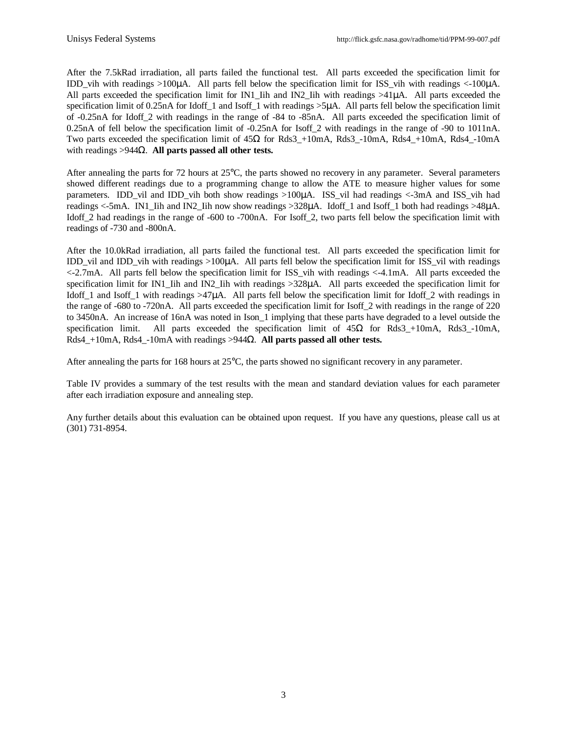After the 7.5kRad irradiation, all parts failed the functional test. All parts exceeded the specification limit for IDD_vih with readings >100μA. All parts fell below the specification limit for ISS_vih with readings <-100μA. All parts exceeded the specification limit for IN1_Iih and IN2_Iih with readings >41μA. All parts exceeded the specification limit of 0.25nA for Idoff_1 and Isoff_1 with readings >5μA. All parts fell below the specification limit of -0.25nA for Idoff_2 with readings in the range of -84 to -85nA. All parts exceeded the specification limit of 0.25nA of fell below the specification limit of -0.25nA for Isoff_2 with readings in the range of -90 to 1011nA. Two parts exceeded the specification limit of 45Ω for Rds3_+10mA, Rds3_-10mA, Rds4_+10mA, Rds4_-10mA with readings >944Ω. **All parts passed all other tests.**

After annealing the parts for 72 hours at 25°C, the parts showed no recovery in any parameter. Several parameters showed different readings due to a programming change to allow the ATE to measure higher values for some parameters. IDD_vil and IDD_vih both show readings >100μA. ISS_vil had readings <-3mA and ISS_vih had readings <-5mA. IN1_Iih and IN2_Iih now show readings >328μA. Idoff_1 and Isoff_1 both had readings >48μA. Idoff_2 had readings in the range of -600 to -700nA. For Isoff_2, two parts fell below the specification limit with readings of -730 and -800nA.

After the 10.0kRad irradiation, all parts failed the functional test. All parts exceeded the specification limit for IDD_vil and IDD_vih with readings >100μA. All parts fell below the specification limit for ISS_vil with readings <-2.7mA. All parts fell below the specification limit for ISS_vih with readings <-4.1mA. All parts exceeded the specification limit for IN1_Iih and IN2_Iih with readings >328μA. All parts exceeded the specification limit for Idoff_1 and Isoff_1 with readings >47μA. All parts fell below the specification limit for Idoff_2 with readings in the range of -680 to -720nA. All parts exceeded the specification limit for Isoff_2 with readings in the range of 220 to 3450nA. An increase of 16nA was noted in Ison_1 implying that these parts have degraded to a level outside the specification limit. All parts exceeded the specification limit of 45Ω for Rds3_+10mA, Rds3_-10mA, Rds4_+10mA, Rds4_-10mA with readings >944Ω. **All parts passed all other tests.**

After annealing the parts for 168 hours at 25°C, the parts showed no significant recovery in any parameter.

Table IV provides a summary of the test results with the mean and standard deviation values for each parameter after each irradiation exposure and annealing step.

Any further details about this evaluation can be obtained upon request. If you have any questions, please call us at (301) 731-8954.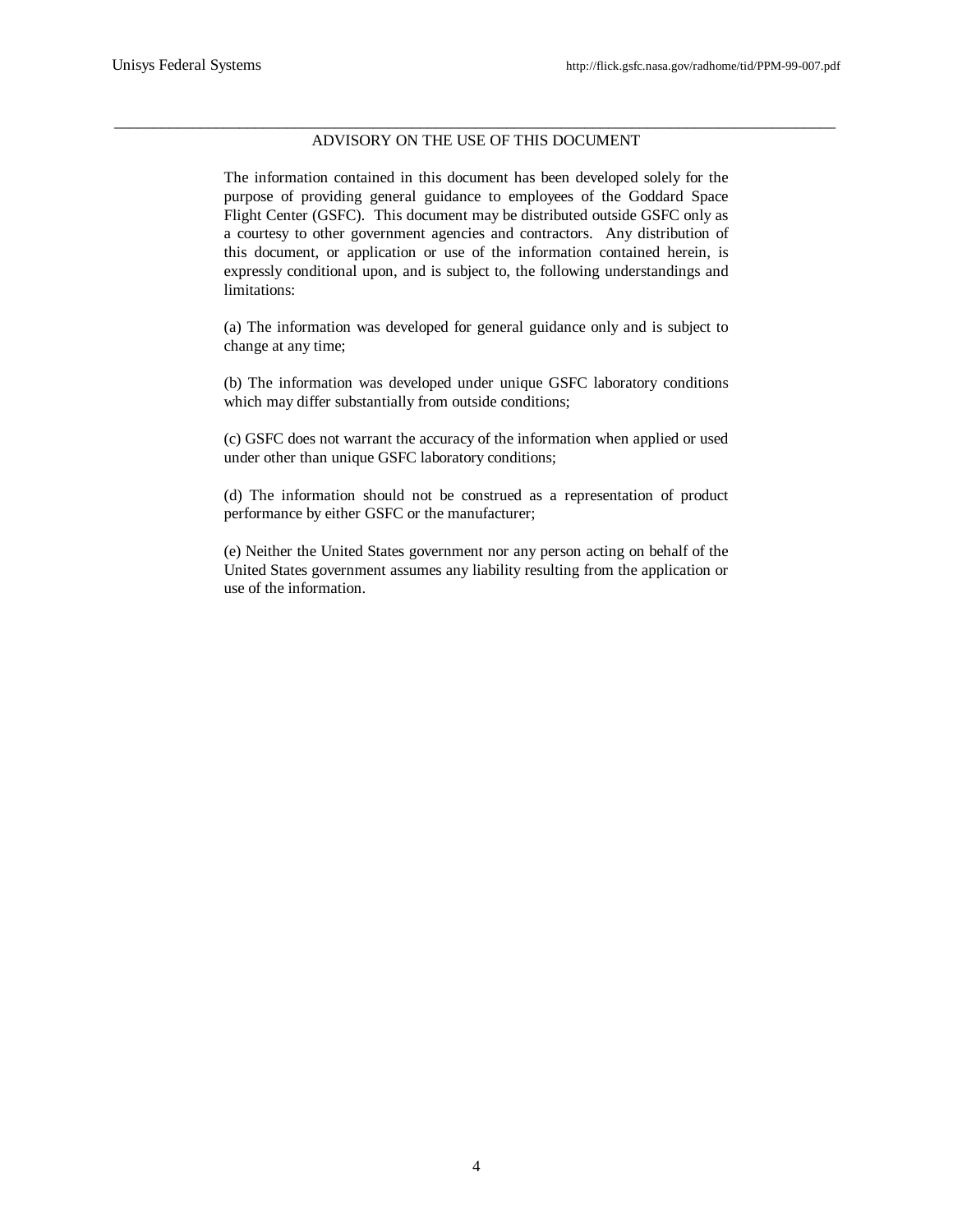## ADVISORY ON THE USE OF THIS DOCUMENT

The information contained in this document has been developed solely for the purpose of providing general guidance to employees of the Goddard Space Flight Center (GSFC). This document may be distributed outside GSFC only as a courtesy to other government agencies and contractors. Any distribution of this document, or application or use of the information contained herein, is expressly conditional upon, and is subject to, the following understandings and limitations:

(a) The information was developed for general guidance only and is subject to change at any time;

(b) The information was developed under unique GSFC laboratory conditions which may differ substantially from outside conditions;

(c) GSFC does not warrant the accuracy of the information when applied or used under other than unique GSFC laboratory conditions;

(d) The information should not be construed as a representation of product performance by either GSFC or the manufacturer;

(e) Neither the United States government nor any person acting on behalf of the United States government assumes any liability resulting from the application or use of the information.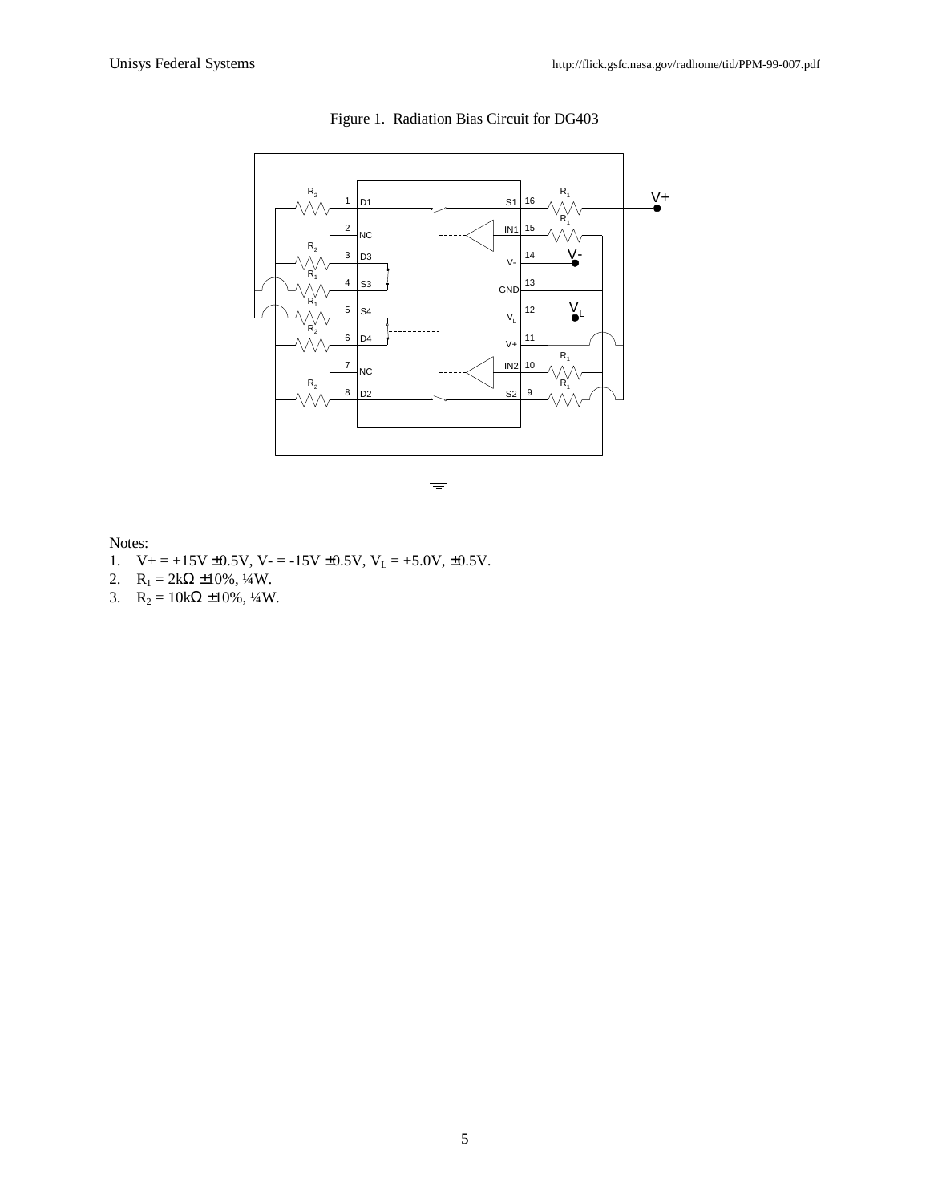Figure 1. Radiation Bias Circuit for DG403

Notes:
1. V+ = +15V ±0.5V, V- = -15V ±0.5V, $V_L$ = +5.0V, ±0.5V.
2. $R_1$ = 2kΩ ±10%, ¼W.
3. $R_2$ = 10kΩ ±10%, ¼W.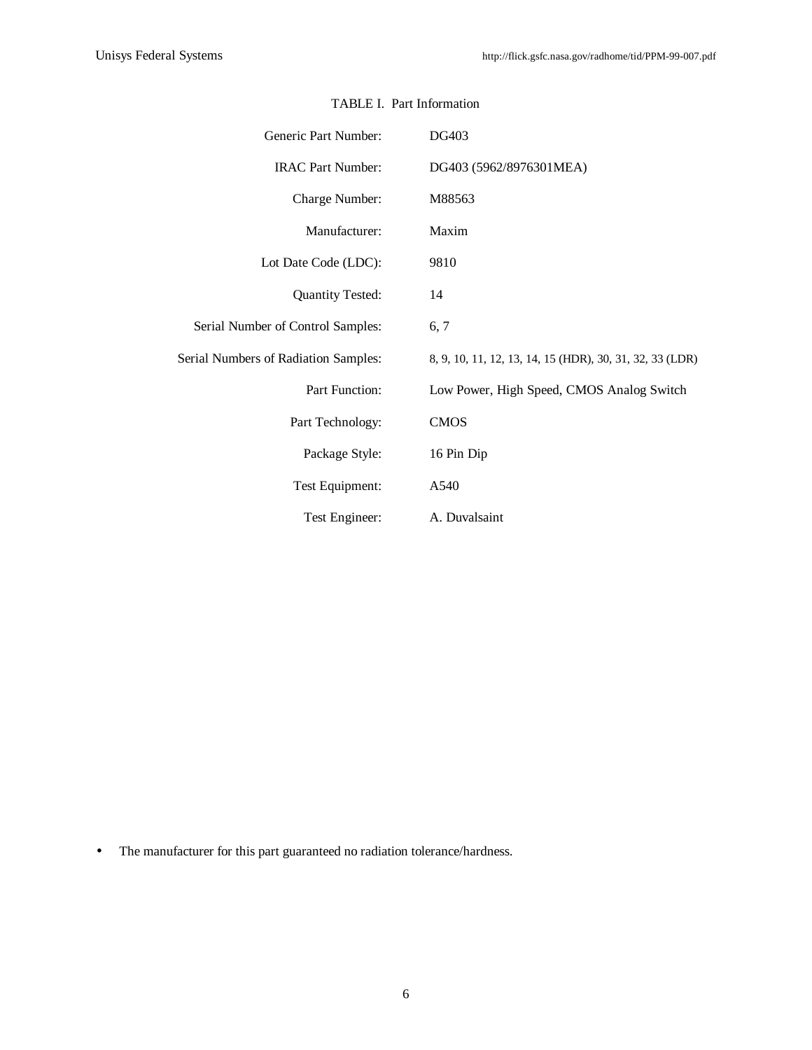TABLE I. Part Information

| | |
|---|---|
| Generic Part Number: | DG403 |
| IRAC Part Number: | DG403 (5962/8976301MEA) |
| Charge Number: | M88563 |
| Manufacturer: | Maxim |
| Lot Date Code (LDC): | 9810 |
| Quantity Tested: | 14 |
| Serial Number of Control Samples: | 6, 7 |
| Serial Numbers of Radiation Samples: | 8, 9, 10, 11, 12, 13, 14, 15 (HDR), 30, 31, 32, 33 (LDR) |
| Part Function: | Low Power, High Speed, CMOS Analog Switch |
| Part Technology: | CMOS |
| Package Style: | 16 Pin Dip |
| Test Equipment: | A540 |
| Test Engineer: | A. Duvalsaint |

- The manufacturer for this part guaranteed no radiation tolerance/hardness.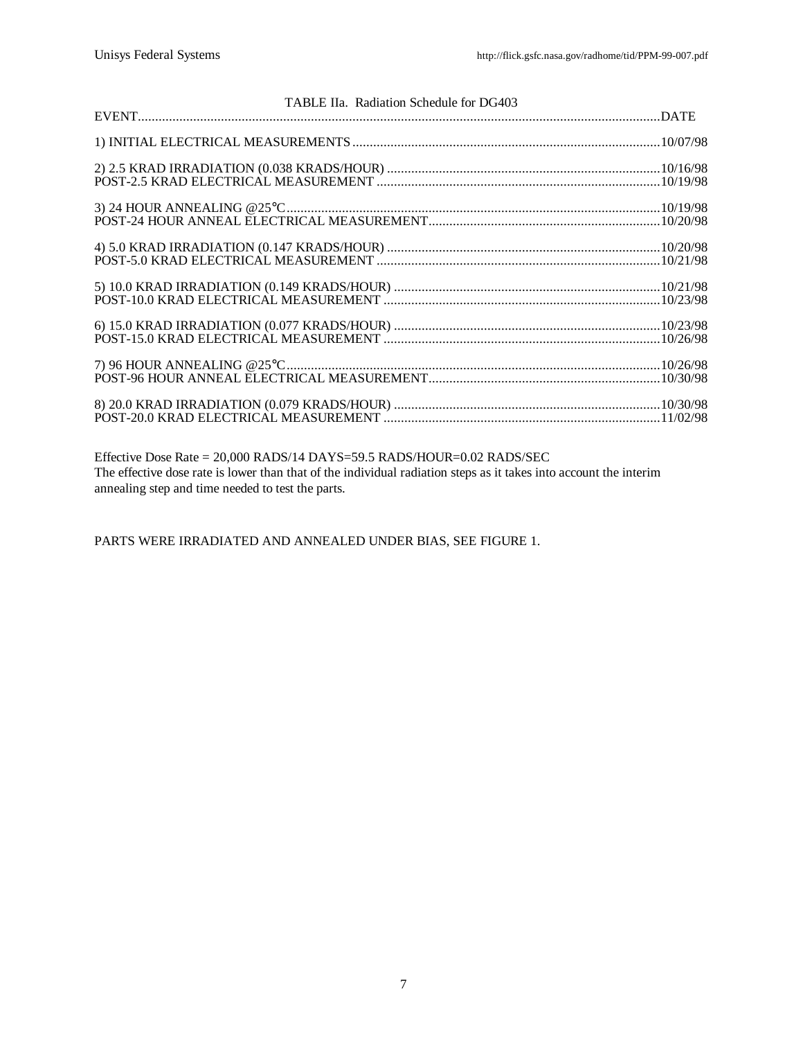TABLE IIa. Radiation Schedule for DG403

| EVENT | DATE |
|---|---|
| 1) INITIAL ELECTRICAL MEASUREMENTS | 10/07/98 |
| 2) 2.5 KRAD IRRADIATION (0.038 KRADS/HOUR) | 10/16/98 |
| POST-2.5 KRAD ELECTRICAL MEASUREMENT | 10/19/98 |
| 3) 24 HOUR ANNEALING @25°C | 10/19/98 |
| POST-24 HOUR ANNEAL ELECTRICAL MEASUREMENT | 10/20/98 |
| 4) 5.0 KRAD IRRADIATION (0.147 KRADS/HOUR) | 10/20/98 |
| POST-5.0 KRAD ELECTRICAL MEASUREMENT | 10/21/98 |
| 5) 10.0 KRAD IRRADIATION (0.149 KRADS/HOUR) | 10/21/98 |
| POST-10.0 KRAD ELECTRICAL MEASUREMENT | 10/23/98 |
| 6) 15.0 KRAD IRRADIATION (0.077 KRADS/HOUR) | 10/23/98 |
| POST-15.0 KRAD ELECTRICAL MEASUREMENT | 10/26/98 |
| 7) 96 HOUR ANNEALING @25°C | 10/26/98 |
| POST-96 HOUR ANNEAL ELECTRICAL MEASUREMENT | 10/30/98 |
| 8) 20.0 KRAD IRRADIATION (0.079 KRADS/HOUR) | 10/30/98 |
| POST-20.0 KRAD ELECTRICAL MEASUREMENT | 11/02/98 |

Effective Dose Rate = 20,000 RADS/14 DAYS=59.5 RADS/HOUR=0.02 RADS/SEC
The effective dose rate is lower than that of the individual radiation steps as it takes into account the interim annealing step and time needed to test the parts.

PARTS WERE IRRADIATED AND ANNEALED UNDER BIAS, SEE FIGURE 1.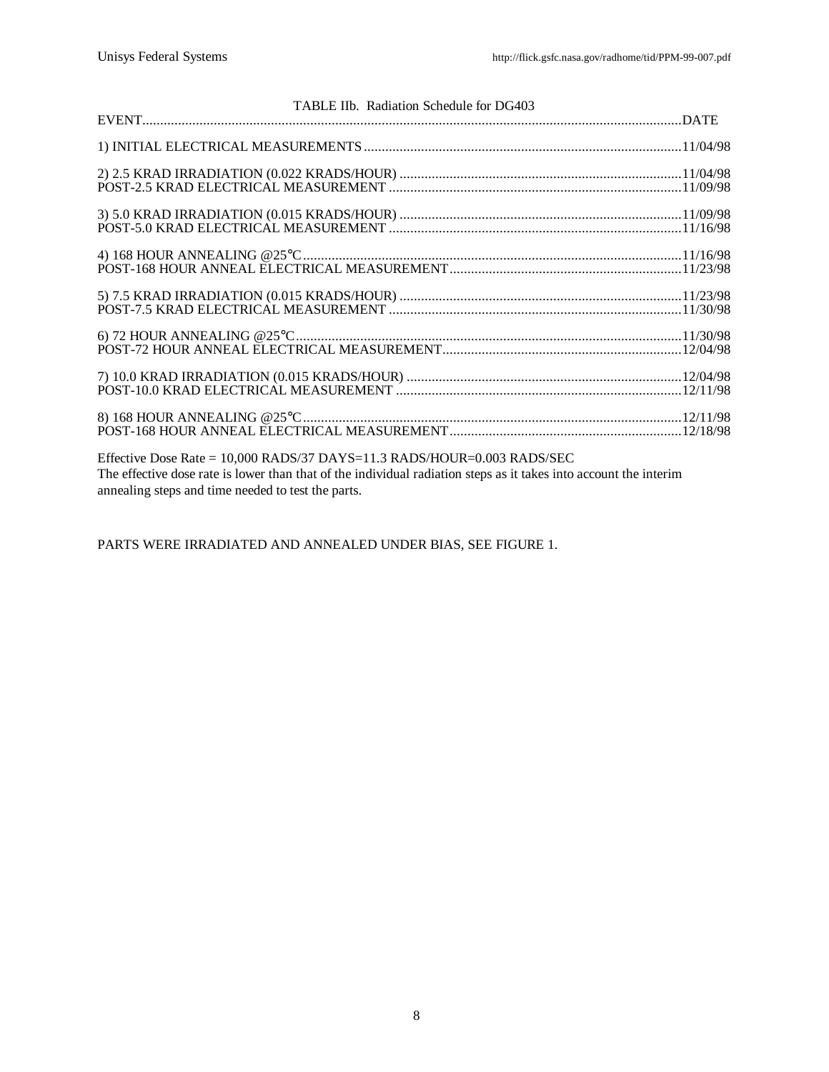TABLE IIb. Radiation Schedule for DG403

| EVENT | DATE |
|---|---|
| 1) INITIAL ELECTRICAL MEASUREMENTS | 11/04/98 |
| 2) 2.5 KRAD IRRADIATION (0.022 KRADS/HOUR) | 11/04/98 |
| POST-2.5 KRAD ELECTRICAL MEASUREMENT | 11/09/98 |
| 3) 5.0 KRAD IRRADIATION (0.015 KRADS/HOUR) | 11/09/98 |
| POST-5.0 KRAD ELECTRICAL MEASUREMENT | 11/16/98 |
| 4) 168 HOUR ANNEALING @25°C | 11/16/98 |
| POST-168 HOUR ANNEAL ELECTRICAL MEASUREMENT | 11/23/98 |
| 5) 7.5 KRAD IRRADIATION (0.015 KRADS/HOUR) | 11/23/98 |
| POST-7.5 KRAD ELECTRICAL MEASUREMENT | 11/30/98 |
| 6) 72 HOUR ANNEALING @25°C | 11/30/98 |
| POST-72 HOUR ANNEAL ELECTRICAL MEASUREMENT | 12/04/98 |
| 7) 10.0 KRAD IRRADIATION (0.015 KRADS/HOUR) | 12/04/98 |
| POST-10.0 KRAD ELECTRICAL MEASUREMENT | 12/11/98 |
| 8) 168 HOUR ANNEALING @25°C | 12/11/98 |
| POST-168 HOUR ANNEAL ELECTRICAL MEASUREMENT | 12/18/98 |

Effective Dose Rate = 10,000 RADS/37 DAYS=11.3 RADS/HOUR=0.003 RADS/SEC
The effective dose rate is lower than that of the individual radiation steps as it takes into account the interim annealing steps and time needed to test the parts.

PARTS WERE IRRADIATED AND ANNEALED UNDER BIAS, SEE FIGURE 1.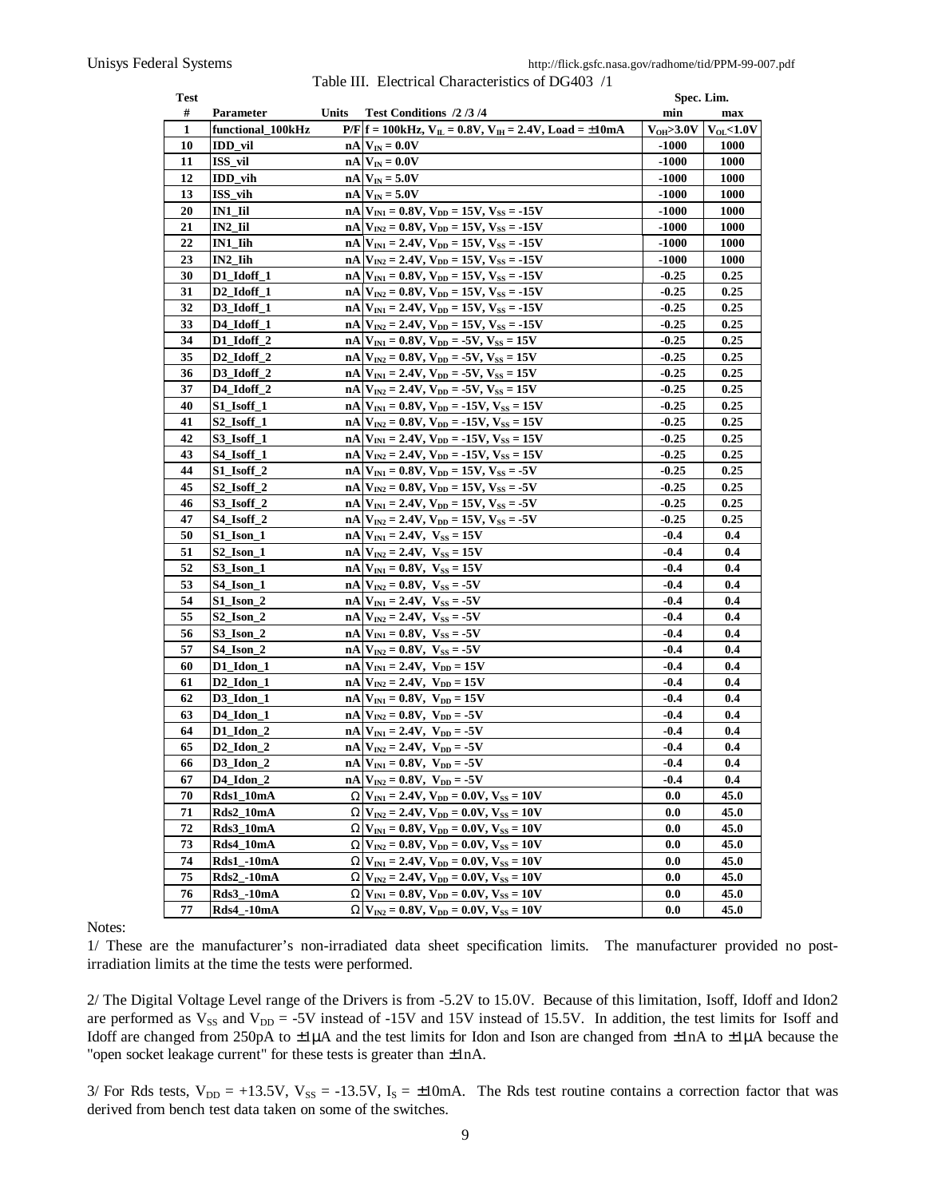Table III. Electrical Characteristics of DG403 /1

| Test # | Parameter | Units | Test Conditions /2 /3 /4 | Spec. Lim. min | Spec. Lim. max |
|---|---|---|---|---|---|
| 1 | functional_100kHz | P/F | f = 100kHz, $V_{IL}$ = 0.8V, $V_{IH}$ = 2.4V, Load = ±10mA | $V_{OH}$>3.0V | $V_{OL}$<1.0V |
| 10 | IDD_vil | nA | $V_{IN}$ = 0.0V | -1000 | 1000 |
| 11 | ISS_vil | nA | $V_{IN}$ = 0.0V | -1000 | 1000 |
| 12 | IDD_vih | nA | $V_{IN}$ = 5.0V | -1000 | 1000 |
| 13 | ISS_vih | nA | $V_{IN}$ = 5.0V | -1000 | 1000 |
| 20 | IN1_Iil | nA | $V_{IN1}$ = 0.8V, $V_{DD}$ = 15V, $V_{SS}$ = -15V | -1000 | 1000 |
| 21 | IN2_Iil | nA | $V_{IN2}$ = 0.8V, $V_{DD}$ = 15V, $V_{SS}$ = -15V | -1000 | 1000 |
| 22 | IN1_Iih | nA | $V_{IN1}$ = 2.4V, $V_{DD}$ = 15V, $V_{SS}$ = -15V | -1000 | 1000 |
| 23 | IN2_Iih | nA | $V_{IN2}$ = 2.4V, $V_{DD}$ = 15V, $V_{SS}$ = -15V | -1000 | 1000 |
| 30 | D1_Idoff_1 | nA | $V_{IN1}$ = 0.8V, $V_{DD}$ = 15V, $V_{SS}$ = -15V | -0.25 | 0.25 |
| 31 | D2_Idoff_1 | nA | $V_{IN2}$ = 0.8V, $V_{DD}$ = 15V, $V_{SS}$ = -15V | -0.25 | 0.25 |
| 32 | D3_Idoff_1 | nA | $V_{IN1}$ = 2.4V, $V_{DD}$ = 15V, $V_{SS}$ = -15V | -0.25 | 0.25 |
| 33 | D4_Idoff_1 | nA | $V_{IN2}$ = 2.4V, $V_{DD}$ = 15V, $V_{SS}$ = -15V | -0.25 | 0.25 |
| 34 | D1_Idoff_2 | nA | $V_{IN1}$ = 0.8V, $V_{DD}$ = -5V, $V_{SS}$ = 15V | -0.25 | 0.25 |
| 35 | D2_Idoff_2 | nA | $V_{IN2}$ = 0.8V, $V_{DD}$ = -5V, $V_{SS}$ = 15V | -0.25 | 0.25 |
| 36 | D3_Idoff_2 | nA | $V_{IN1}$ = 2.4V, $V_{DD}$ = -5V, $V_{SS}$ = 15V | -0.25 | 0.25 |
| 37 | D4_Idoff_2 | nA | $V_{IN2}$ = 2.4V, $V_{DD}$ = -5V, $V_{SS}$ = 15V | -0.25 | 0.25 |
| 40 | S1_Isoff_1 | nA | $V_{IN1}$ = 0.8V, $V_{DD}$ = -15V, $V_{SS}$ = 15V | -0.25 | 0.25 |
| 41 | S2_Isoff_1 | nA | $V_{IN2}$ = 0.8V, $V_{DD}$ = -15V, $V_{SS}$ = 15V | -0.25 | 0.25 |
| 42 | S3_Isoff_1 | nA | $V_{IN1}$ = 2.4V, $V_{DD}$ = -15V, $V_{SS}$ = 15V | -0.25 | 0.25 |
| 43 | S4_Isoff_1 | nA | $V_{IN2}$ = 2.4V, $V_{DD}$ = -15V, $V_{SS}$ = 15V | -0.25 | 0.25 |
| 44 | S1_Isoff_2 | nA | $V_{IN1}$ = 0.8V, $V_{DD}$ = 15V, $V_{SS}$ = -5V | -0.25 | 0.25 |
| 45 | S2_Isoff_2 | nA | $V_{IN2}$ = 0.8V, $V_{DD}$ = 15V, $V_{SS}$ = -5V | -0.25 | 0.25 |
| 46 | S3_Isoff_2 | nA | $V_{IN1}$ = 2.4V, $V_{DD}$ = 15V, $V_{SS}$ = -5V | -0.25 | 0.25 |
| 47 | S4_Isoff_2 | nA | $V_{IN2}$ = 2.4V, $V_{DD}$ = 15V, $V_{SS}$ = -5V | -0.25 | 0.25 |
| 50 | S1_Ison_1 | nA | $V_{IN1}$ = 2.4V, $V_{SS}$ = 15V | -0.4 | 0.4 |
| 51 | S2_Ison_1 | nA | $V_{IN2}$ = 2.4V, $V_{SS}$ = 15V | -0.4 | 0.4 |
| 52 | S3_Ison_1 | nA | $V_{IN1}$ = 0.8V, $V_{SS}$ = 15V | -0.4 | 0.4 |
| 53 | S4_Ison_1 | nA | $V_{IN2}$ = 0.8V, $V_{SS}$ = -5V | -0.4 | 0.4 |
| 54 | S1_Ison_2 | nA | $V_{IN1}$ = 2.4V, $V_{SS}$ = -5V | -0.4 | 0.4 |
| 55 | S2_Ison_2 | nA | $V_{IN2}$ = 2.4V, $V_{SS}$ = -5V | -0.4 | 0.4 |
| 56 | S3_Ison_2 | nA | $V_{IN1}$ = 0.8V, $V_{SS}$ = -5V | -0.4 | 0.4 |
| 57 | S4_Ison_2 | nA | $V_{IN2}$ = 0.8V, $V_{SS}$ = -5V | -0.4 | 0.4 |
| 60 | D1_Idon_1 | nA | $V_{IN1}$ = 2.4V, $V_{DD}$ = 15V | -0.4 | 0.4 |
| 61 | D2_Idon_1 | nA | $V_{IN2}$ = 2.4V, $V_{DD}$ = 15V | -0.4 | 0.4 |
| 62 | D3_Idon_1 | nA | $V_{IN1}$ = 0.8V, $V_{DD}$ = 15V | -0.4 | 0.4 |
| 63 | D4_Idon_1 | nA | $V_{IN2}$ = 0.8V, $V_{DD}$ = -5V | -0.4 | 0.4 |
| 64 | D1_Idon_2 | nA | $V_{IN1}$ = 2.4V, $V_{DD}$ = -5V | -0.4 | 0.4 |
| 65 | D2_Idon_2 | nA | $V_{IN2}$ = 2.4V, $V_{DD}$ = -5V | -0.4 | 0.4 |
| 66 | D3_Idon_2 | nA | $V_{IN1}$ = 0.8V, $V_{DD}$ = -5V | -0.4 | 0.4 |
| 67 | D4_Idon_2 | nA | $V_{IN2}$ = 0.8V, $V_{DD}$ = -5V | -0.4 | 0.4 |
| 70 | Rds1_10mA | Ω | $V_{IN1}$ = 2.4V, $V_{DD}$ = 0.0V, $V_{SS}$ = 10V | 0.0 | 45.0 |
| 71 | Rds2_10mA | Ω | $V_{IN2}$ = 2.4V, $V_{DD}$ = 0.0V, $V_{SS}$ = 10V | 0.0 | 45.0 |
| 72 | Rds3_10mA | Ω | $V_{IN1}$ = 0.8V, $V_{DD}$ = 0.0V, $V_{SS}$ = 10V | 0.0 | 45.0 |
| 73 | Rds4_10mA | Ω | $V_{IN2}$ = 0.8V, $V_{DD}$ = 0.0V, $V_{SS}$ = 10V | 0.0 | 45.0 |
| 74 | Rds1_-10mA | Ω | $V_{IN1}$ = 2.4V, $V_{DD}$ = 0.0V, $V_{SS}$ = 10V | 0.0 | 45.0 |
| 75 | Rds2_-10mA | Ω | $V_{IN2}$ = 2.4V, $V_{DD}$ = 0.0V, $V_{SS}$ = 10V | 0.0 | 45.0 |
| 76 | Rds3_-10mA | Ω | $V_{IN1}$ = 0.8V, $V_{DD}$ = 0.0V, $V_{SS}$ = 10V | 0.0 | 45.0 |
| 77 | Rds4_-10mA | Ω | $V_{IN2}$ = 0.8V, $V_{DD}$ = 0.0V, $V_{SS}$ = 10V | 0.0 | 45.0 |

Notes:

1/ These are the manufacturer's non-irradiated data sheet specification limits. The manufacturer provided no post-irradiation limits at the time the tests were performed.

2/ The Digital Voltage Level range of the Drivers is from -5.2V to 15.0V. Because of this limitation, Isoff, Idoff and Idon2 are performed as $V_{SS}$ and $V_{DD}$ = -5V instead of -15V and 15V instead of 15.5V. In addition, the test limits for Isoff and Idoff are changed from 250pA to ±1µA and the test limits for Idon and Ison are changed from ±1nA to ±1µA because the "open socket leakage current" for these tests is greater than ±1nA.

3/ For Rds tests, $V_{DD}$ = +13.5V, $V_{SS}$ = -13.5V, $I_S$ = ±10mA. The Rds test routine contains a correction factor that was derived from bench test data taken on some of the switches.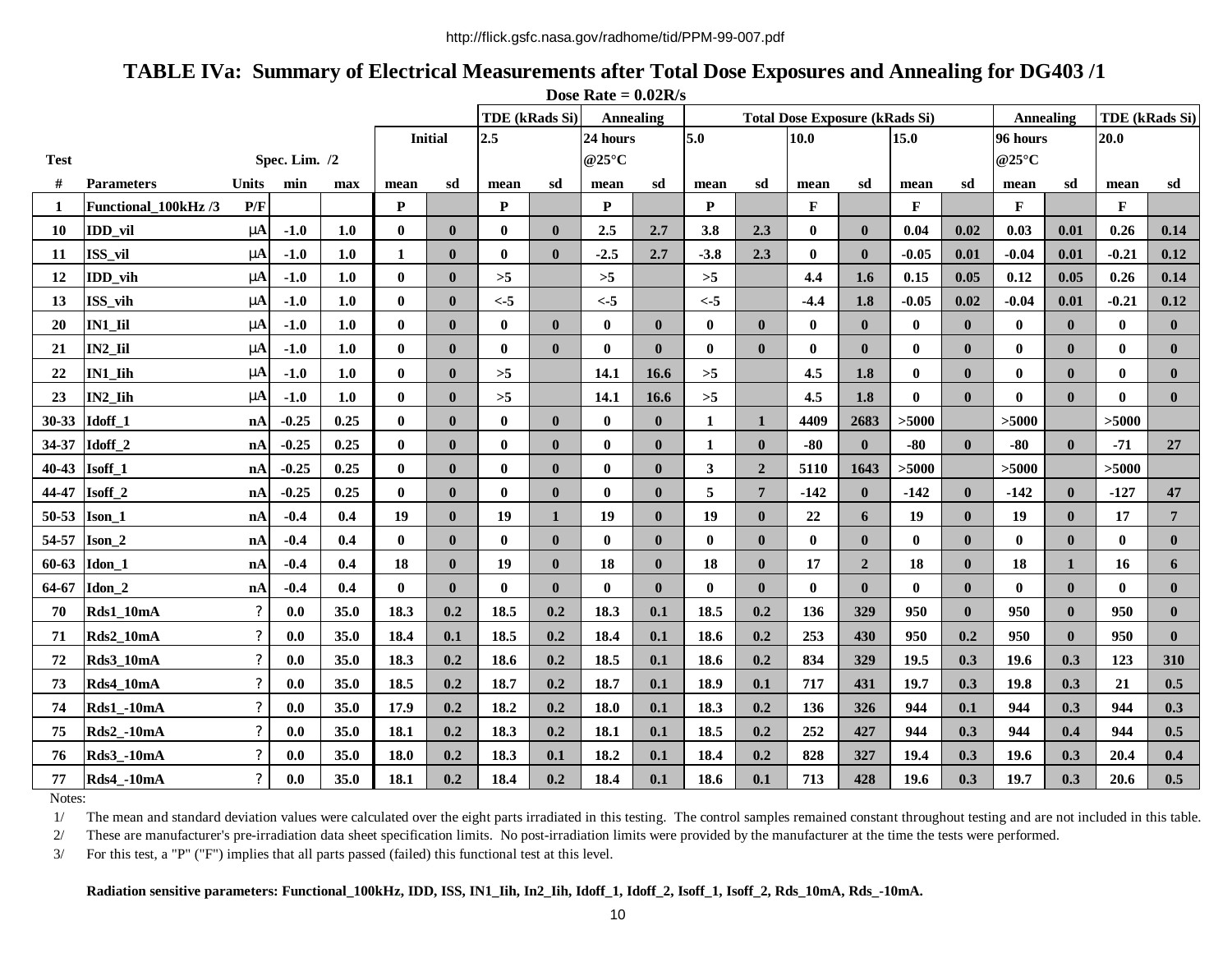http://flick.gsfc.nasa.gov/radhome/tid/PPM-99-007.pdf

# TABLE IVa: Summary of Electrical Measurements after Total Dose Exposures and Annealing for DG403 /1

Dose Rate = 0.02R/s

| Test | | | | | | | TDE (kRads Si) | | Annealing | | Total Dose Exposure (kRads Si) | | | | | | Annealing | | TDE (kRads Si) | |
|---|---|---|---|---|---|---|---|---|---|---|---|---|---|---|---|---|---|---|---|---|
| | | | | | Initial | | 2.5 | | 24 hours @25°C | | 5.0 | | 10.0 | | 15.0 | | 96 hours @25°C | | 20.0 | |
| | | | Spec. Lim. /2 | | | | | | | | | | | | | | | | | |
| # | Parameters | Units | min | max | mean | sd | mean | sd | mean | sd | mean | sd | mean | sd | mean | sd | mean | sd | mean | sd |
| 1 | Functional_100kHz /3 | P/F | | | P | | P | | P | | P | | F | | F | | F | | F | |
| 10 | IDD_vil | μA | -1.0 | 1.0 | 0 | 0 | 0 | 0 | 2.5 | 2.7 | 3.8 | 2.3 | 0 | 0 | 0.04 | 0.02 | 0.03 | 0.01 | 0.26 | 0.14 |
| 11 | ISS_vil | μA | -1.0 | 1.0 | 1 | 0 | 0 | 0 | -2.5 | 2.7 | -3.8 | 2.3 | 0 | 0 | -0.05 | 0.01 | -0.04 | 0.01 | -0.21 | 0.12 |
| 12 | IDD_vih | μA | -1.0 | 1.0 | 0 | 0 | >5 | | >5 | | >5 | | 4.4 | 1.6 | 0.15 | 0.05 | 0.12 | 0.05 | 0.26 | 0.14 |
| 13 | ISS_vih | μA | -1.0 | 1.0 | 0 | 0 | <-5 | | <-5 | | <-5 | | -4.4 | 1.8 | -0.05 | 0.02 | -0.04 | 0.01 | -0.21 | 0.12 |
| 20 | IN1_Iil | μA | -1.0 | 1.0 | 0 | 0 | 0 | 0 | 0 | 0 | 0 | 0 | 0 | 0 | 0 | 0 | 0 | 0 | 0 | 0 |
| 21 | IN2_Iil | μA | -1.0 | 1.0 | 0 | 0 | 0 | 0 | 0 | 0 | 0 | 0 | 0 | 0 | 0 | 0 | 0 | 0 | 0 | 0 |
| 22 | IN1_Iih | μA | -1.0 | 1.0 | 0 | 0 | >5 | | 14.1 | 16.6 | >5 | | 4.5 | 1.8 | 0 | 0 | 0 | 0 | 0 | 0 |
| 23 | IN2_Iih | μA | -1.0 | 1.0 | 0 | 0 | >5 | | 14.1 | 16.6 | >5 | | 4.5 | 1.8 | 0 | 0 | 0 | 0 | 0 | 0 |
| 30-33 | Idoff_1 | nA | -0.25 | 0.25 | 0 | 0 | 0 | 0 | 0 | 0 | 1 | 1 | 4409 | 2683 | >5000 | | >5000 | | >5000 | |
| 34-37 | Idoff_2 | nA | -0.25 | 0.25 | 0 | 0 | 0 | 0 | 0 | 0 | 1 | 0 | -80 | 0 | -80 | 0 | -80 | 0 | -71 | 27 |
| 40-43 | Isoff_1 | nA | -0.25 | 0.25 | 0 | 0 | 0 | 0 | 0 | 0 | 3 | 2 | 5110 | 1643 | >5000 | | >5000 | | >5000 | |
| 44-47 | Isoff_2 | nA | -0.25 | 0.25 | 0 | 0 | 0 | 0 | 0 | 0 | 5 | 7 | -142 | 0 | -142 | 0 | -142 | 0 | -127 | 47 |
| 50-53 | Ison_1 | nA | -0.4 | 0.4 | 19 | 0 | 19 | 1 | 19 | 0 | 19 | 0 | 22 | 6 | 19 | 0 | 19 | 0 | 17 | 7 |
| 54-57 | Ison_2 | nA | -0.4 | 0.4 | 0 | 0 | 0 | 0 | 0 | 0 | 0 | 0 | 0 | 0 | 0 | 0 | 0 | 0 | 0 | 0 |
| 60-63 | Idon_1 | nA | -0.4 | 0.4 | 18 | 0 | 19 | 0 | 18 | 0 | 18 | 0 | 17 | 2 | 18 | 0 | 18 | 1 | 16 | 6 |
| 64-67 | Idon_2 | nA | -0.4 | 0.4 | 0 | 0 | 0 | 0 | 0 | 0 | 0 | 0 | 0 | 0 | 0 | 0 | 0 | 0 | 0 | 0 |
| 70 | Rds1_10mA | ? | 0.0 | 35.0 | 18.3 | 0.2 | 18.5 | 0.2 | 18.3 | 0.1 | 18.5 | 0.2 | 136 | 329 | 950 | 0 | 950 | 0 | 950 | 0 |
| 71 | Rds2_10mA | ? | 0.0 | 35.0 | 18.4 | 0.1 | 18.5 | 0.2 | 18.4 | 0.1 | 18.6 | 0.2 | 253 | 430 | 950 | 0.2 | 950 | 0 | 950 | 0 |
| 72 | Rds3_10mA | ? | 0.0 | 35.0 | 18.3 | 0.2 | 18.6 | 0.2 | 18.5 | 0.1 | 18.6 | 0.2 | 834 | 329 | 19.5 | 0.3 | 19.6 | 0.3 | 123 | 310 |
| 73 | Rds4_10mA | ? | 0.0 | 35.0 | 18.5 | 0.2 | 18.7 | 0.2 | 18.7 | 0.1 | 18.9 | 0.1 | 717 | 431 | 19.7 | 0.3 | 19.8 | 0.3 | 21 | 0.5 |
| 74 | Rds1_-10mA | ? | 0.0 | 35.0 | 17.9 | 0.2 | 18.2 | 0.2 | 18.0 | 0.1 | 18.3 | 0.2 | 136 | 326 | 944 | 0.1 | 944 | 0.3 | 944 | 0.3 |
| 75 | Rds2_-10mA | ? | 0.0 | 35.0 | 18.1 | 0.2 | 18.3 | 0.2 | 18.1 | 0.1 | 18.5 | 0.2 | 252 | 427 | 944 | 0.3 | 944 | 0.4 | 944 | 0.5 |
| 76 | Rds3_-10mA | ? | 0.0 | 35.0 | 18.0 | 0.2 | 18.3 | 0.1 | 18.2 | 0.1 | 18.4 | 0.2 | 828 | 327 | 19.4 | 0.3 | 19.6 | 0.3 | 20.4 | 0.4 |
| 77 | Rds4_-10mA | ? | 0.0 | 35.0 | 18.1 | 0.2 | 18.4 | 0.2 | 18.4 | 0.1 | 18.6 | 0.1 | 713 | 428 | 19.6 | 0.3 | 19.7 | 0.3 | 20.6 | 0.5 |

Notes:

1/ The mean and standard deviation values were calculated over the eight parts irradiated in this testing. The control samples remained constant throughout testing and are not included in this table.

2/ These are manufacturer's pre-irradiation data sheet specification limits. No post-irradiation limits were provided by the manufacturer at the time the tests were performed.

3/ For this test, a "P" ("F") implies that all parts passed (failed) this functional test at this level.

**Radiation sensitive parameters: Functional_100kHz, IDD, ISS, IN1_Iih, In2_Iih, Idoff_1, Idoff_2, Isoff_1, Isoff_2, Rds_10mA, Rds_-10mA.**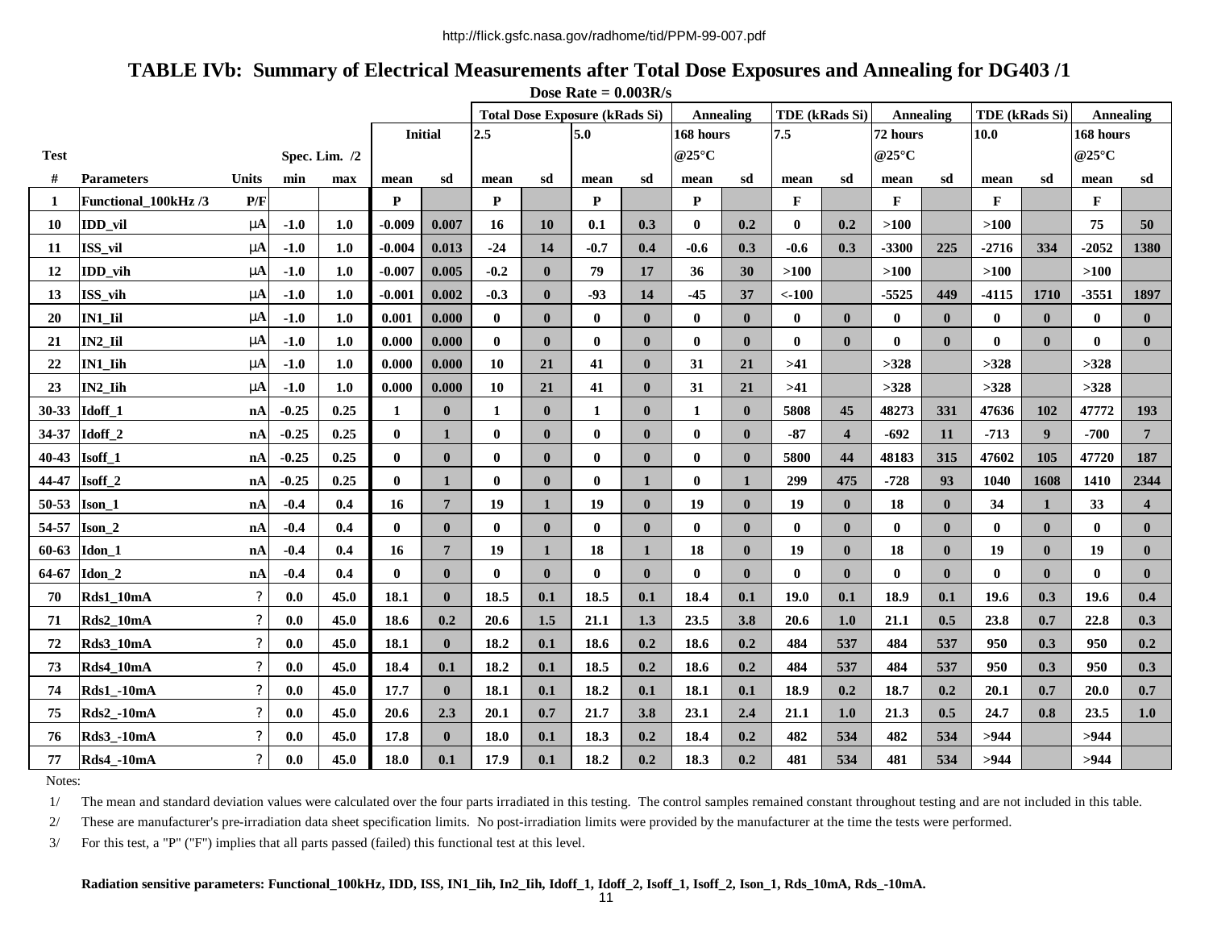# TABLE IVb: Summary of Electrical Measurements after Total Dose Exposures and Annealing for DG403 /1

**Dose Rate = 0.003R/s**

| | | | | | | | Total Dose Exposure (kRads Si) | | | | Annealing | | TDE (kRads Si) | | Annealing | | TDE (kRads Si) | | Annealing | |
|---|---|---|---|---|---|---|---|---|---|---|---|---|---|---|---|---|---|---|---|---|
| | | | | | Initial | | 2.5 | | 5.0 | | 168 hours | | 7.5 | | 72 hours | | 10.0 | | 168 hours | |
| Test | | | Spec. Lim. /2 | | | | | | | | @25°C | | | | @25°C | | | | @25°C | |
| # | Parameters | Units | min | max | mean | sd | mean | sd | mean | sd | mean | sd | mean | sd | mean | sd | mean | sd | mean | sd |
| 1 | Functional_100kHz /3 | P/F | | | P | | P | | P | | P | | F | | F | | F | | F | |
| 10 | IDD_vil | μA | -1.0 | 1.0 | -0.009 | 0.007 | 16 | 10 | 0.1 | 0.3 | 0 | 0.2 | 0 | 0.2 | >100 | | >100 | | 75 | 50 |
| 11 | ISS_vil | μA | -1.0 | 1.0 | -0.004 | 0.013 | -24 | 14 | -0.7 | 0.4 | -0.6 | 0.3 | -0.6 | 0.3 | -3300 | 225 | -2716 | 334 | -2052 | 1380 |
| 12 | IDD_vih | μA | -1.0 | 1.0 | -0.007 | 0.005 | -0.2 | 0 | 79 | 17 | 36 | 30 | >100 | | >100 | | >100 | | >100 | |
| 13 | ISS_vih | μA | -1.0 | 1.0 | -0.001 | 0.002 | -0.3 | 0 | -93 | 14 | -45 | 37 | <-100 | | -5525 | 449 | -4115 | 1710 | -3551 | 1897 |
| 20 | IN1_Iil | μA | -1.0 | 1.0 | 0.001 | 0.000 | 0 | 0 | 0 | 0 | 0 | 0 | 0 | 0 | 0 | 0 | 0 | 0 | 0 | 0 |
| 21 | IN2_Iil | μA | -1.0 | 1.0 | 0.000 | 0.000 | 0 | 0 | 0 | 0 | 0 | 0 | 0 | 0 | 0 | 0 | 0 | 0 | 0 | 0 |
| 22 | IN1_Iih | μA | -1.0 | 1.0 | 0.000 | 0.000 | 10 | 21 | 41 | 0 | 31 | 21 | >41 | | >328 | | >328 | | >328 | |
| 23 | IN2_Iih | μA | -1.0 | 1.0 | 0.000 | 0.000 | 10 | 21 | 41 | 0 | 31 | 21 | >41 | | >328 | | >328 | | >328 | |
| 30-33 | Idoff_1 | nA | -0.25 | 0.25 | 1 | 0 | 1 | 0 | 1 | 0 | 1 | 0 | 5808 | 45 | 48273 | 331 | 47636 | 102 | 47772 | 193 |
| 34-37 | Idoff_2 | nA | -0.25 | 0.25 | 0 | 1 | 0 | 0 | 0 | 0 | 0 | 0 | -87 | 4 | -692 | 11 | -713 | 9 | -700 | 7 |
| 40-43 | Isoff_1 | nA | -0.25 | 0.25 | 0 | 0 | 0 | 0 | 0 | 0 | 0 | 0 | 5800 | 44 | 48183 | 315 | 47602 | 105 | 47720 | 187 |
| 44-47 | Isoff_2 | nA | -0.25 | 0.25 | 0 | 1 | 0 | 0 | 0 | 1 | 0 | 1 | 299 | 475 | -728 | 93 | 1040 | 1608 | 1410 | 2344 |
| 50-53 | Ison_1 | nA | -0.4 | 0.4 | 16 | 7 | 19 | 1 | 19 | 0 | 19 | 0 | 19 | 0 | 18 | 0 | 34 | 1 | 33 | 4 |
| 54-57 | Ison_2 | nA | -0.4 | 0.4 | 0 | 0 | 0 | 0 | 0 | 0 | 0 | 0 | 0 | 0 | 0 | 0 | 0 | 0 | 0 | 0 |
| 60-63 | Idon_1 | nA | -0.4 | 0.4 | 16 | 7 | 19 | 1 | 18 | 1 | 18 | 0 | 19 | 0 | 18 | 0 | 19 | 0 | 19 | 0 |
| 64-67 | Idon_2 | nA | -0.4 | 0.4 | 0 | 0 | 0 | 0 | 0 | 0 | 0 | 0 | 0 | 0 | 0 | 0 | 0 | 0 | 0 | 0 |
| 70 | Rds1_10mA | ? | 0.0 | 45.0 | 18.1 | 0 | 18.5 | 0.1 | 18.5 | 0.1 | 18.4 | 0.1 | 19.0 | 0.1 | 18.9 | 0.1 | 19.6 | 0.3 | 19.6 | 0.4 |
| 71 | Rds2_10mA | ? | 0.0 | 45.0 | 18.6 | 0.2 | 20.6 | 1.5 | 21.1 | 1.3 | 23.5 | 3.8 | 20.6 | 1.0 | 21.1 | 0.5 | 23.8 | 0.7 | 22.8 | 0.3 |
| 72 | Rds3_10mA | ? | 0.0 | 45.0 | 18.1 | 0 | 18.2 | 0.1 | 18.6 | 0.2 | 18.6 | 0.2 | 484 | 537 | 484 | 537 | 950 | 0.3 | 950 | 0.2 |
| 73 | Rds4_10mA | ? | 0.0 | 45.0 | 18.4 | 0.1 | 18.2 | 0.1 | 18.5 | 0.2 | 18.6 | 0.2 | 484 | 537 | 484 | 537 | 950 | 0.3 | 950 | 0.3 |
| 74 | Rds1_-10mA | ? | 0.0 | 45.0 | 17.7 | 0 | 18.1 | 0.1 | 18.2 | 0.1 | 18.1 | 0.1 | 18.9 | 0.2 | 18.7 | 0.2 | 20.1 | 0.7 | 20.0 | 0.7 |
| 75 | Rds2_-10mA | ? | 0.0 | 45.0 | 20.6 | 2.3 | 20.1 | 0.7 | 21.7 | 3.8 | 23.1 | 2.4 | 21.1 | 1.0 | 21.3 | 0.5 | 24.7 | 0.8 | 23.5 | 1.0 |
| 76 | Rds3_-10mA | ? | 0.0 | 45.0 | 17.8 | 0 | 18.0 | 0.1 | 18.3 | 0.2 | 18.4 | 0.2 | 482 | 534 | 482 | 534 | >944 | | >944 | |
| 77 | Rds4_-10mA | ? | 0.0 | 45.0 | 18.0 | 0.1 | 17.9 | 0.1 | 18.2 | 0.2 | 18.3 | 0.2 | 481 | 534 | 481 | 534 | >944 | | >944 | |

Notes:

1/ The mean and standard deviation values were calculated over the four parts irradiated in this testing. The control samples remained constant throughout testing and are not included in this table.

2/ These are manufacturer's pre-irradiation data sheet specification limits. No post-irradiation limits were provided by the manufacturer at the time the tests were performed.

3/ For this test, a "P" ("F") implies that all parts passed (failed) this functional test at this level.

**Radiation sensitive parameters: Functional_100kHz, IDD, ISS, IN1_Iih, In2_Iih, Idoff_1, Idoff_2, Isoff_1, Isoff_2, Ison_1, Rds_10mA, Rds_-10mA.**